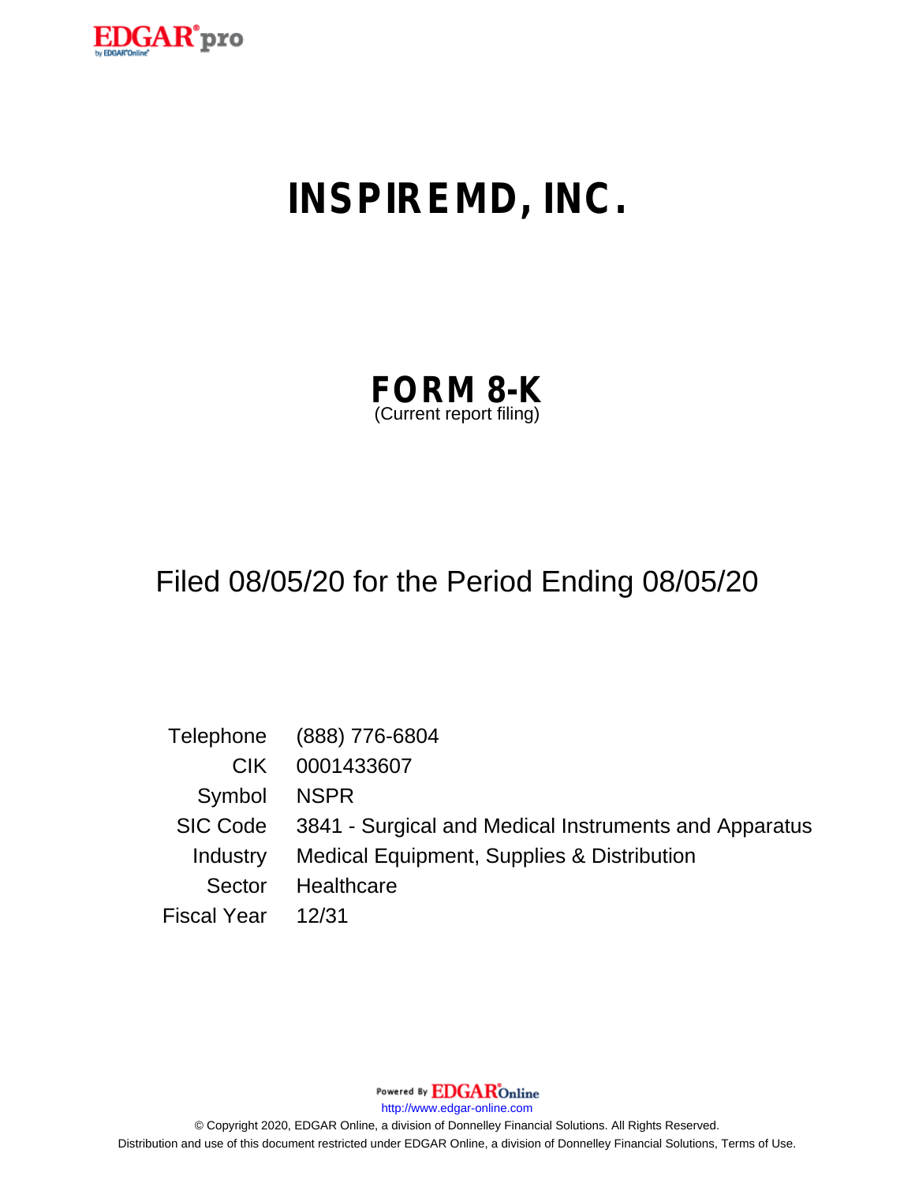EDGAR® pro
by EDGAR® Online

# INSPIREMD, INC.

## FORM 8-K
(Current report filing)

Filed 08/05/20 for the Period Ending 08/05/20

| | |
|---|---|
| Telephone | (888) 776-6804 |
| CIK | 0001433607 |
| Symbol | NSPR |
| SIC Code | 3841 - Surgical and Medical Instruments and Apparatus |
| Industry | Medical Equipment, Supplies & Distribution |
| Sector | Healthcare |
| Fiscal Year | 12/31 |

Powered By EDGAR Online

http://www.edgar-online.com

© Copyright 2020, EDGAR Online, a division of Donnelley Financial Solutions. All Rights Reserved.

Distribution and use of this document restricted under EDGAR Online, a division of Donnelley Financial Solutions, Terms of Use.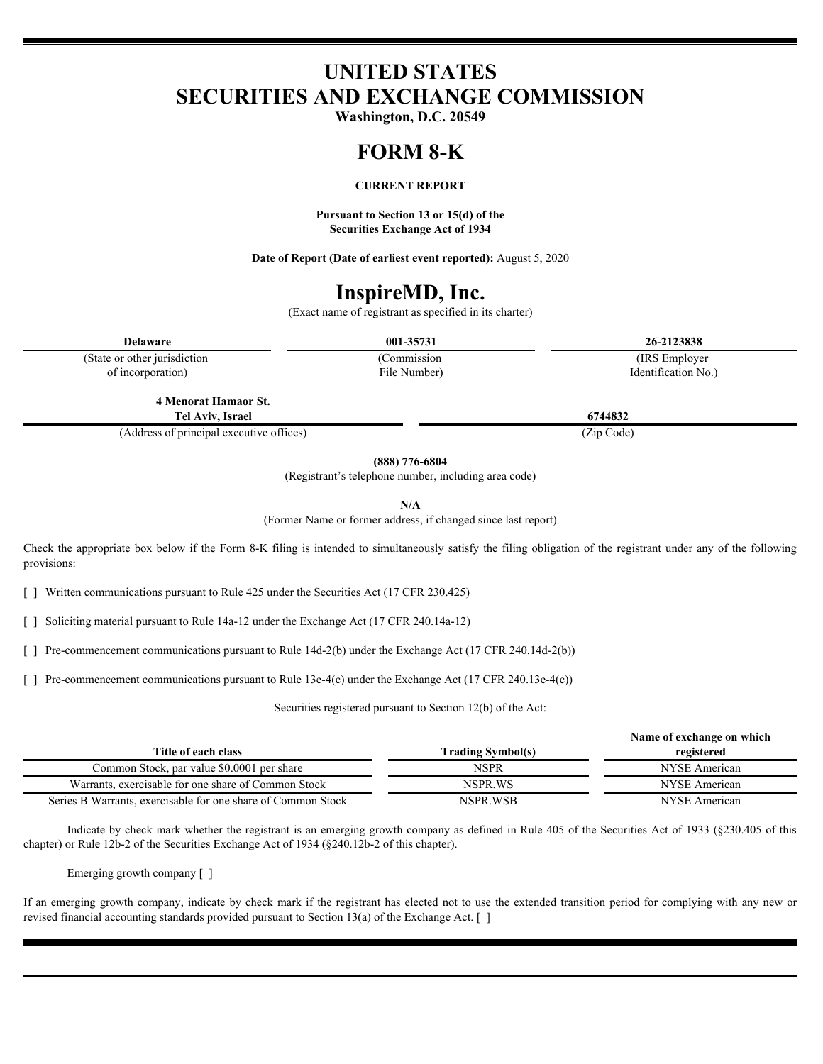# UNITED STATES
# SECURITIES AND EXCHANGE COMMISSION

**Washington, D.C. 20549**

# FORM 8-K

**CURRENT REPORT**

**Pursuant to Section 13 or 15(d) of the Securities Exchange Act of 1934**

**Date of Report (Date of earliest event reported):** August 5, 2020

# InspireMD, Inc.

(Exact name of registrant as specified in its charter)

| **Delaware** | **001-35731** | **26-2123838** |
|---|---|---|
| (State or other jurisdiction of incorporation) | (Commission File Number) | (IRS Employer Identification No.) |

| **4 Menorat Hamaor St. Tel Aviv, Israel** | **6744832** |
|---|---|
| (Address of principal executive offices) | (Zip Code) |

**(888) 776-6804**

(Registrant's telephone number, including area code)

**N/A**

(Former Name or former address, if changed since last report)

Check the appropriate box below if the Form 8-K filing is intended to simultaneously satisfy the filing obligation of the registrant under any of the following provisions:

[ ] Written communications pursuant to Rule 425 under the Securities Act (17 CFR 230.425)

[ ] Soliciting material pursuant to Rule 14a-12 under the Exchange Act (17 CFR 240.14a-12)

[ ] Pre-commencement communications pursuant to Rule 14d-2(b) under the Exchange Act (17 CFR 240.14d-2(b))

[ ] Pre-commencement communications pursuant to Rule 13e-4(c) under the Exchange Act (17 CFR 240.13e-4(c))

Securities registered pursuant to Section 12(b) of the Act:

| Title of each class | Trading Symbol(s) | Name of exchange on which registered |
|---|---|---|
| Common Stock, par value $0.0001 per share | NSPR | NYSE American |
| Warrants, exercisable for one share of Common Stock | NSPR.WS | NYSE American |
| Series B Warrants, exercisable for one share of Common Stock | NSPR.WSB | NYSE American |

Indicate by check mark whether the registrant is an emerging growth company as defined in Rule 405 of the Securities Act of 1933 (§230.405 of this chapter) or Rule 12b-2 of the Securities Exchange Act of 1934 (§240.12b-2 of this chapter).

Emerging growth company [ ]

If an emerging growth company, indicate by check mark if the registrant has elected not to use the extended transition period for complying with any new or revised financial accounting standards provided pursuant to Section 13(a) of the Exchange Act. [ ]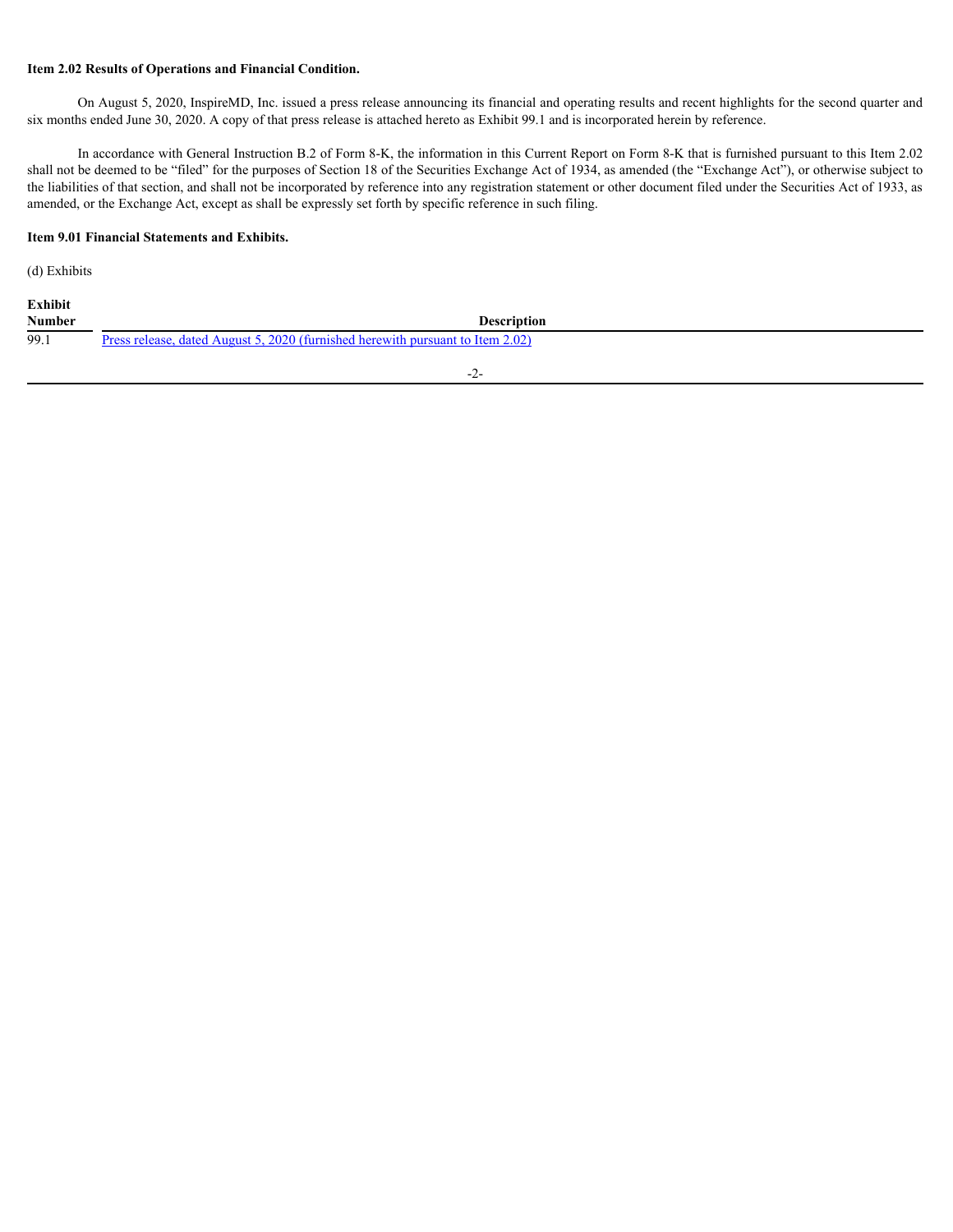**Item 2.02 Results of Operations and Financial Condition.**

On August 5, 2020, InspireMD, Inc. issued a press release announcing its financial and operating results and recent highlights for the second quarter and six months ended June 30, 2020. A copy of that press release is attached hereto as Exhibit 99.1 and is incorporated herein by reference.

In accordance with General Instruction B.2 of Form 8-K, the information in this Current Report on Form 8-K that is furnished pursuant to this Item 2.02 shall not be deemed to be "filed" for the purposes of Section 18 of the Securities Exchange Act of 1934, as amended (the "Exchange Act"), or otherwise subject to the liabilities of that section, and shall not be incorporated by reference into any registration statement or other document filed under the Securities Act of 1933, as amended, or the Exchange Act, except as shall be expressly set forth by specific reference in such filing.

**Item 9.01 Financial Statements and Exhibits.**

(d) Exhibits

| Exhibit Number | Description |
|---|---|
| 99.1 | Press release, dated August 5, 2020 (furnished herewith pursuant to Item 2.02) |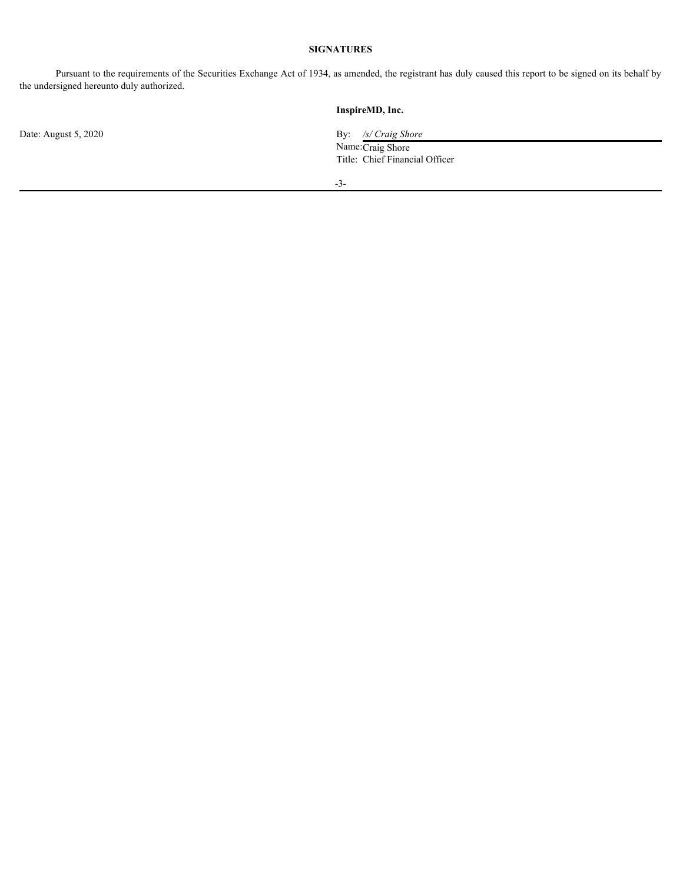**SIGNATURES**

Pursuant to the requirements of the Securities Exchange Act of 1934, as amended, the registrant has duly caused this report to be signed on its behalf by the undersigned hereunto duly authorized.

**InspireMD, Inc.**

Date: August 5, 2020

By: */s/ Craig Shore*
Name: Craig Shore
Title: Chief Financial Officer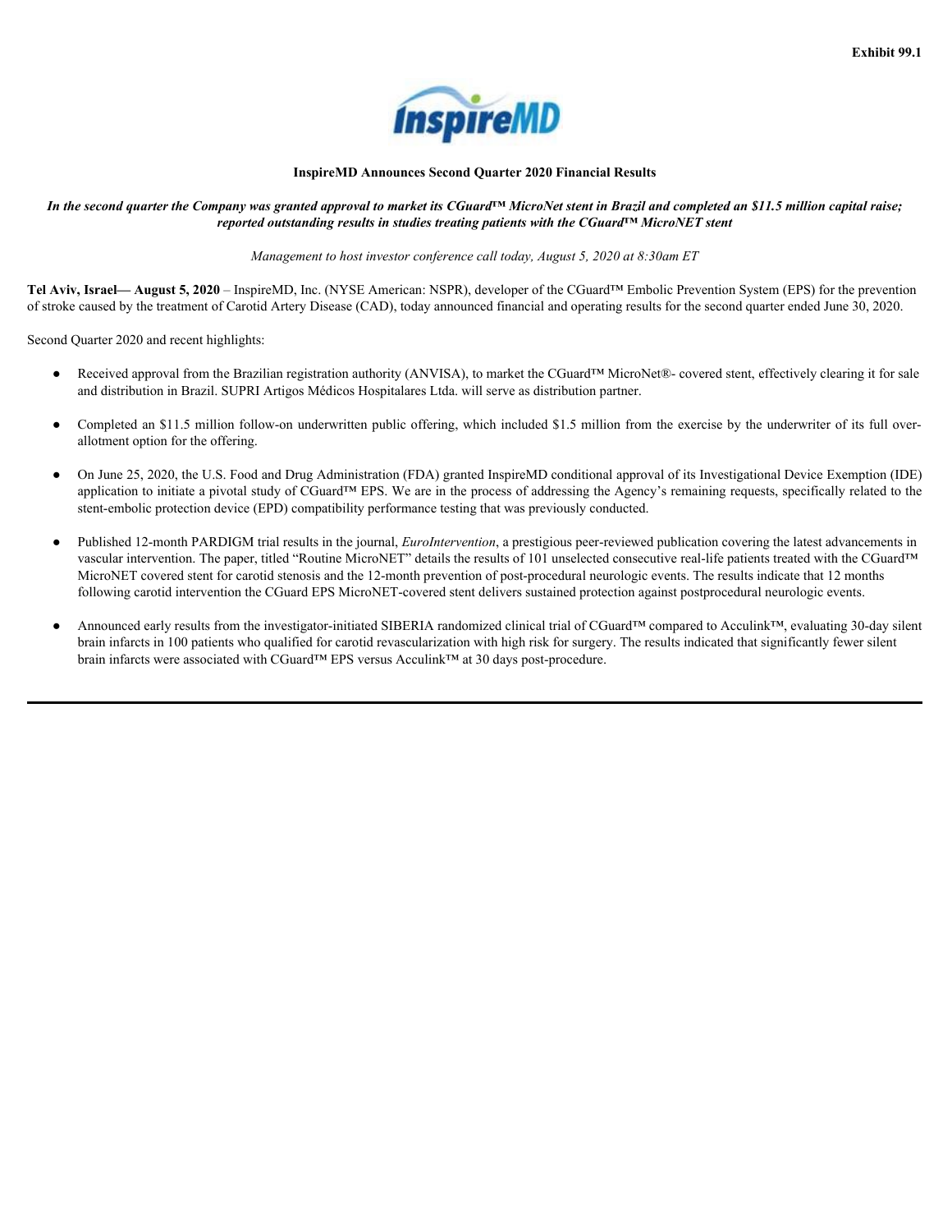Exhibit 99.1

**InspireMD Announces Second Quarter 2020 Financial Results**

***In the second quarter the Company was granted approval to market its CGuard™ MicroNet stent in Brazil and completed an $11.5 million capital raise; reported outstanding results in studies treating patients with the CGuard™ MicroNET stent***

*Management to host investor conference call today, August 5, 2020 at 8:30am ET*

**Tel Aviv, Israel— August 5, 2020** – InspireMD, Inc. (NYSE American: NSPR), developer of the CGuard™ Embolic Prevention System (EPS) for the prevention of stroke caused by the treatment of Carotid Artery Disease (CAD), today announced financial and operating results for the second quarter ended June 30, 2020.

Second Quarter 2020 and recent highlights:

- Received approval from the Brazilian registration authority (ANVISA), to market the CGuard™ MicroNet®- covered stent, effectively clearing it for sale and distribution in Brazil. SUPRI Artigos Médicos Hospitalares Ltda. will serve as distribution partner.
- Completed an $11.5 million follow-on underwritten public offering, which included $1.5 million from the exercise by the underwriter of its full over-allotment option for the offering.
- On June 25, 2020, the U.S. Food and Drug Administration (FDA) granted InspireMD conditional approval of its Investigational Device Exemption (IDE) application to initiate a pivotal study of CGuard™ EPS. We are in the process of addressing the Agency's remaining requests, specifically related to the stent-embolic protection device (EPD) compatibility performance testing that was previously conducted.
- Published 12-month PARDIGM trial results in the journal, *EuroIntervention*, a prestigious peer-reviewed publication covering the latest advancements in vascular intervention. The paper, titled "Routine MicroNET" details the results of 101 unselected consecutive real-life patients treated with the CGuard™ MicroNET covered stent for carotid stenosis and the 12-month prevention of post-procedural neurologic events. The results indicate that 12 months following carotid intervention the CGuard EPS MicroNET-covered stent delivers sustained protection against postprocedural neurologic events.
- Announced early results from the investigator-initiated SIBERIA randomized clinical trial of CGuard™ compared to Acculink™, evaluating 30-day silent brain infarcts in 100 patients who qualified for carotid revascularization with high risk for surgery. The results indicated that significantly fewer silent brain infarcts were associated with CGuard™ EPS versus Acculink™ at 30 days post-procedure.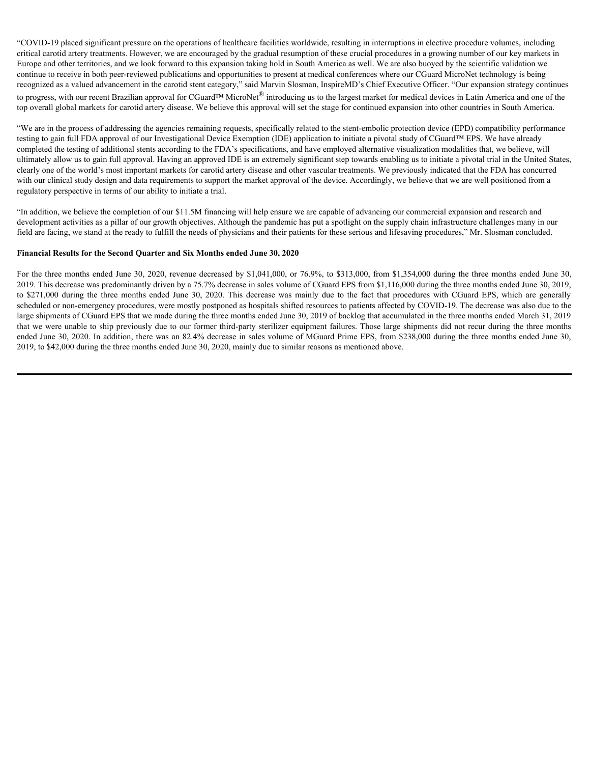"COVID-19 placed significant pressure on the operations of healthcare facilities worldwide, resulting in interruptions in elective procedure volumes, including critical carotid artery treatments. However, we are encouraged by the gradual resumption of these crucial procedures in a growing number of our key markets in Europe and other territories, and we look forward to this expansion taking hold in South America as well. We are also buoyed by the scientific validation we continue to receive in both peer-reviewed publications and opportunities to present at medical conferences where our CGuard MicroNet technology is being recognized as a valued advancement in the carotid stent category," said Marvin Slosman, InspireMD's Chief Executive Officer. "Our expansion strategy continues to progress, with our recent Brazilian approval for CGuard™ MicroNet® introducing us to the largest market for medical devices in Latin America and one of the top overall global markets for carotid artery disease. We believe this approval will set the stage for continued expansion into other countries in South America.

"We are in the process of addressing the agencies remaining requests, specifically related to the stent-embolic protection device (EPD) compatibility performance testing to gain full FDA approval of our Investigational Device Exemption (IDE) application to initiate a pivotal study of CGuard™ EPS. We have already completed the testing of additional stents according to the FDA's specifications, and have employed alternative visualization modalities that, we believe, will ultimately allow us to gain full approval. Having an approved IDE is an extremely significant step towards enabling us to initiate a pivotal trial in the United States, clearly one of the world's most important markets for carotid artery disease and other vascular treatments. We previously indicated that the FDA has concurred with our clinical study design and data requirements to support the market approval of the device. Accordingly, we believe that we are well positioned from a regulatory perspective in terms of our ability to initiate a trial.

"In addition, we believe the completion of our $11.5M financing will help ensure we are capable of advancing our commercial expansion and research and development activities as a pillar of our growth objectives. Although the pandemic has put a spotlight on the supply chain infrastructure challenges many in our field are facing, we stand at the ready to fulfill the needs of physicians and their patients for these serious and lifesaving procedures," Mr. Slosman concluded.

**Financial Results for the Second Quarter and Six Months ended June 30, 2020**

For the three months ended June 30, 2020, revenue decreased by $1,041,000, or 76.9%, to $313,000, from $1,354,000 during the three months ended June 30, 2019. This decrease was predominantly driven by a 75.7% decrease in sales volume of CGuard EPS from $1,116,000 during the three months ended June 30, 2019, to $271,000 during the three months ended June 30, 2020. This decrease was mainly due to the fact that procedures with CGuard EPS, which are generally scheduled or non-emergency procedures, were mostly postponed as hospitals shifted resources to patients affected by COVID-19. The decrease was also due to the large shipments of CGuard EPS that we made during the three months ended June 30, 2019 of backlog that accumulated in the three months ended March 31, 2019 that we were unable to ship previously due to our former third-party sterilizer equipment failures. Those large shipments did not recur during the three months ended June 30, 2020. In addition, there was an 82.4% decrease in sales volume of MGuard Prime EPS, from $238,000 during the three months ended June 30, 2019, to $42,000 during the three months ended June 30, 2020, mainly due to similar reasons as mentioned above.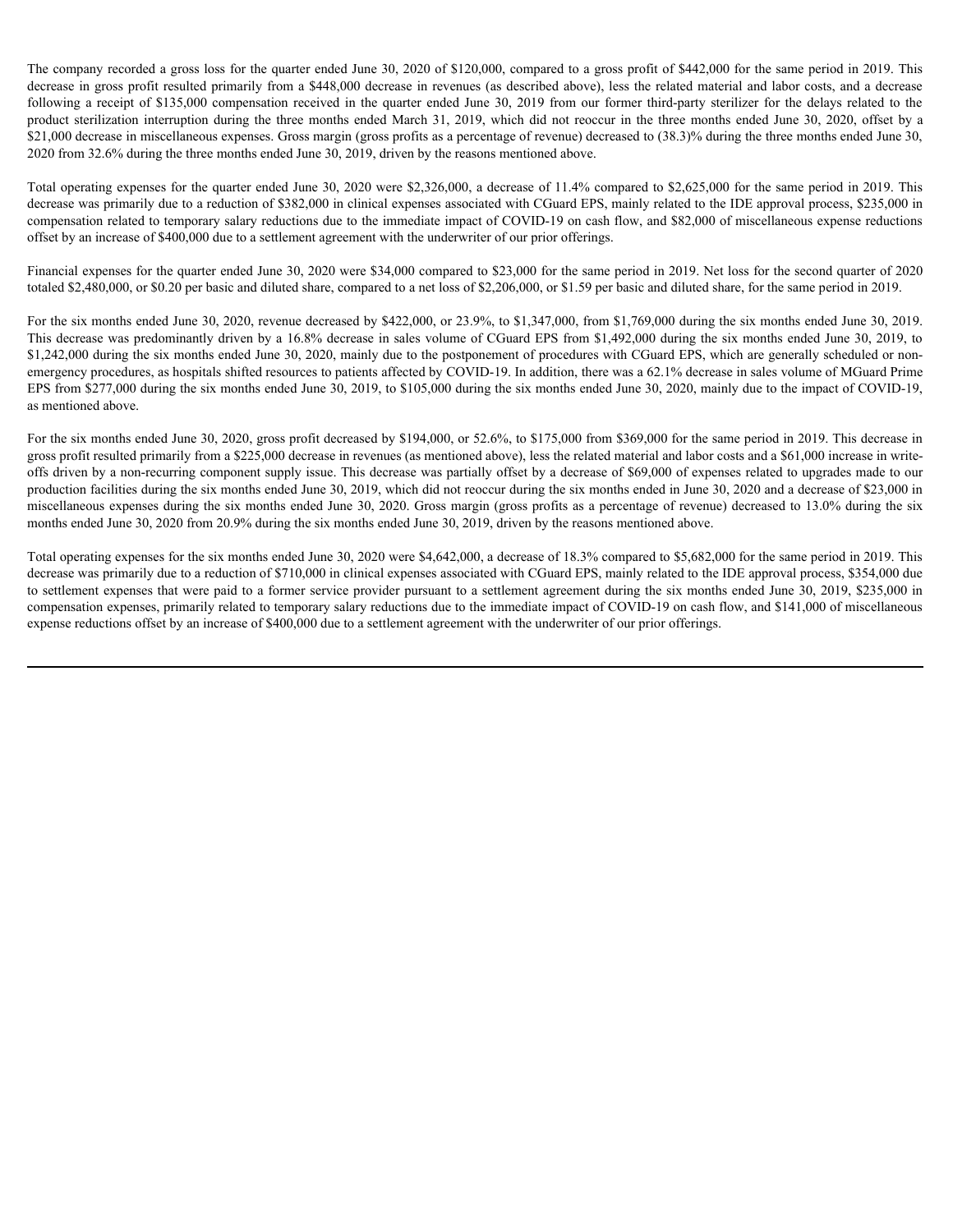The company recorded a gross loss for the quarter ended June 30, 2020 of $120,000, compared to a gross profit of $442,000 for the same period in 2019. This decrease in gross profit resulted primarily from a $448,000 decrease in revenues (as described above), less the related material and labor costs, and a decrease following a receipt of $135,000 compensation received in the quarter ended June 30, 2019 from our former third-party sterilizer for the delays related to the product sterilization interruption during the three months ended March 31, 2019, which did not reoccur in the three months ended June 30, 2020, offset by a $21,000 decrease in miscellaneous expenses. Gross margin (gross profits as a percentage of revenue) decreased to (38.3)% during the three months ended June 30, 2020 from 32.6% during the three months ended June 30, 2019, driven by the reasons mentioned above.

Total operating expenses for the quarter ended June 30, 2020 were $2,326,000, a decrease of 11.4% compared to $2,625,000 for the same period in 2019. This decrease was primarily due to a reduction of $382,000 in clinical expenses associated with CGuard EPS, mainly related to the IDE approval process, $235,000 in compensation related to temporary salary reductions due to the immediate impact of COVID-19 on cash flow, and $82,000 of miscellaneous expense reductions offset by an increase of $400,000 due to a settlement agreement with the underwriter of our prior offerings.

Financial expenses for the quarter ended June 30, 2020 were $34,000 compared to $23,000 for the same period in 2019. Net loss for the second quarter of 2020 totaled $2,480,000, or $0.20 per basic and diluted share, compared to a net loss of $2,206,000, or $1.59 per basic and diluted share, for the same period in 2019.

For the six months ended June 30, 2020, revenue decreased by $422,000, or 23.9%, to $1,347,000, from $1,769,000 during the six months ended June 30, 2019. This decrease was predominantly driven by a 16.8% decrease in sales volume of CGuard EPS from $1,492,000 during the six months ended June 30, 2019, to $1,242,000 during the six months ended June 30, 2020, mainly due to the postponement of procedures with CGuard EPS, which are generally scheduled or non-emergency procedures, as hospitals shifted resources to patients affected by COVID-19. In addition, there was a 62.1% decrease in sales volume of MGuard Prime EPS from $277,000 during the six months ended June 30, 2019, to $105,000 during the six months ended June 30, 2020, mainly due to the impact of COVID-19, as mentioned above.

For the six months ended June 30, 2020, gross profit decreased by $194,000, or 52.6%, to $175,000 from $369,000 for the same period in 2019. This decrease in gross profit resulted primarily from a $225,000 decrease in revenues (as mentioned above), less the related material and labor costs and a $61,000 increase in write-offs driven by a non-recurring component supply issue. This decrease was partially offset by a decrease of $69,000 of expenses related to upgrades made to our production facilities during the six months ended June 30, 2019, which did not reoccur during the six months ended in June 30, 2020 and a decrease of $23,000 in miscellaneous expenses during the six months ended June 30, 2020. Gross margin (gross profits as a percentage of revenue) decreased to 13.0% during the six months ended June 30, 2020 from 20.9% during the six months ended June 30, 2019, driven by the reasons mentioned above.

Total operating expenses for the six months ended June 30, 2020 were $4,642,000, a decrease of 18.3% compared to $5,682,000 for the same period in 2019. This decrease was primarily due to a reduction of $710,000 in clinical expenses associated with CGuard EPS, mainly related to the IDE approval process, $354,000 due to settlement expenses that were paid to a former service provider pursuant to a settlement agreement during the six months ended June 30, 2019, $235,000 in compensation expenses, primarily related to temporary salary reductions due to the immediate impact of COVID-19 on cash flow, and $141,000 of miscellaneous expense reductions offset by an increase of $400,000 due to a settlement agreement with the underwriter of our prior offerings.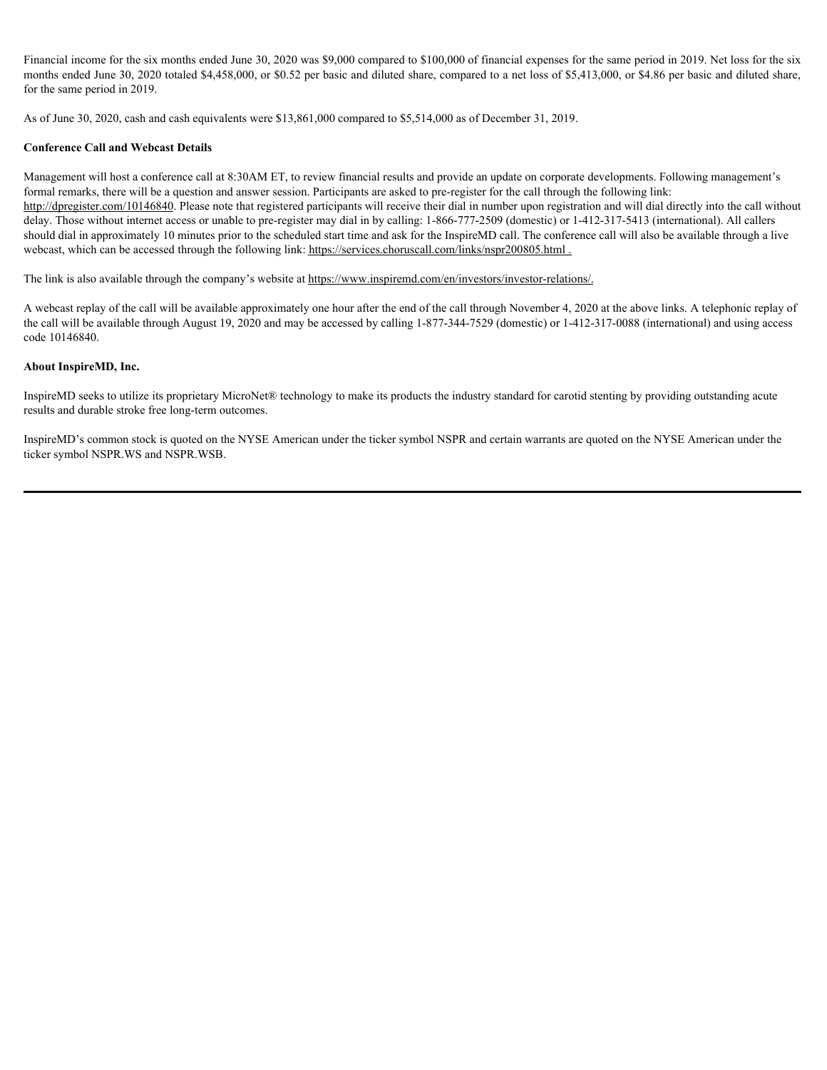Financial income for the six months ended June 30, 2020 was $9,000 compared to $100,000 of financial expenses for the same period in 2019. Net loss for the six months ended June 30, 2020 totaled $4,458,000, or $0.52 per basic and diluted share, compared to a net loss of $5,413,000, or $4.86 per basic and diluted share, for the same period in 2019.

As of June 30, 2020, cash and cash equivalents were $13,861,000 compared to $5,514,000 as of December 31, 2019.

**Conference Call and Webcast Details**

Management will host a conference call at 8:30AM ET, to review financial results and provide an update on corporate developments. Following management's formal remarks, there will be a question and answer session. Participants are asked to pre-register for the call through the following link: http://dpregister.com/10146840. Please note that registered participants will receive their dial in number upon registration and will dial directly into the call without delay. Those without internet access or unable to pre-register may dial in by calling: 1-866-777-2509 (domestic) or 1-412-317-5413 (international). All callers should dial in approximately 10 minutes prior to the scheduled start time and ask for the InspireMD call. The conference call will also be available through a live webcast, which can be accessed through the following link: https://services.choruscall.com/links/nspr200805.html .

The link is also available through the company's website at https://www.inspiremd.com/en/investors/investor-relations/.

A webcast replay of the call will be available approximately one hour after the end of the call through November 4, 2020 at the above links. A telephonic replay of the call will be available through August 19, 2020 and may be accessed by calling 1-877-344-7529 (domestic) or 1-412-317-0088 (international) and using access code 10146840.

**About InspireMD, Inc.**

InspireMD seeks to utilize its proprietary MicroNet® technology to make its products the industry standard for carotid stenting by providing outstanding acute results and durable stroke free long-term outcomes.

InspireMD's common stock is quoted on the NYSE American under the ticker symbol NSPR and certain warrants are quoted on the NYSE American under the ticker symbol NSPR.WS and NSPR.WSB.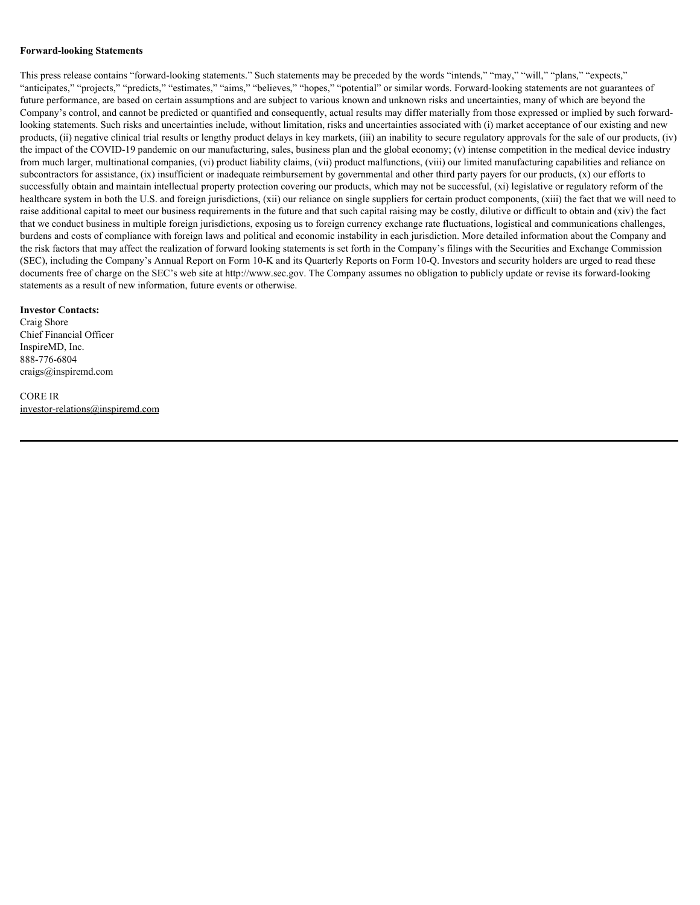**Forward-looking Statements**

This press release contains "forward-looking statements." Such statements may be preceded by the words "intends," "may," "will," "plans," "expects," "anticipates," "projects," "predicts," "estimates," "aims," "believes," "hopes," "potential" or similar words. Forward-looking statements are not guarantees of future performance, are based on certain assumptions and are subject to various known and unknown risks and uncertainties, many of which are beyond the Company's control, and cannot be predicted or quantified and consequently, actual results may differ materially from those expressed or implied by such forward-looking statements. Such risks and uncertainties include, without limitation, risks and uncertainties associated with (i) market acceptance of our existing and new products, (ii) negative clinical trial results or lengthy product delays in key markets, (iii) an inability to secure regulatory approvals for the sale of our products, (iv) the impact of the COVID-19 pandemic on our manufacturing, sales, business plan and the global economy; (v) intense competition in the medical device industry from much larger, multinational companies, (vi) product liability claims, (vii) product malfunctions, (viii) our limited manufacturing capabilities and reliance on subcontractors for assistance, (ix) insufficient or inadequate reimbursement by governmental and other third party payers for our products, (x) our efforts to successfully obtain and maintain intellectual property protection covering our products, which may not be successful, (xi) legislative or regulatory reform of the healthcare system in both the U.S. and foreign jurisdictions, (xii) our reliance on single suppliers for certain product components, (xiii) the fact that we will need to raise additional capital to meet our business requirements in the future and that such capital raising may be costly, dilutive or difficult to obtain and (xiv) the fact that we conduct business in multiple foreign jurisdictions, exposing us to foreign currency exchange rate fluctuations, logistical and communications challenges, burdens and costs of compliance with foreign laws and political and economic instability in each jurisdiction. More detailed information about the Company and the risk factors that may affect the realization of forward looking statements is set forth in the Company's filings with the Securities and Exchange Commission (SEC), including the Company's Annual Report on Form 10-K and its Quarterly Reports on Form 10-Q. Investors and security holders are urged to read these documents free of charge on the SEC's web site at http://www.sec.gov. The Company assumes no obligation to publicly update or revise its forward-looking statements as a result of new information, future events or otherwise.

**Investor Contacts:**
Craig Shore
Chief Financial Officer
InspireMD, Inc.
888-776-6804
craigs@inspiremd.com

CORE IR
investor-relations@inspiremd.com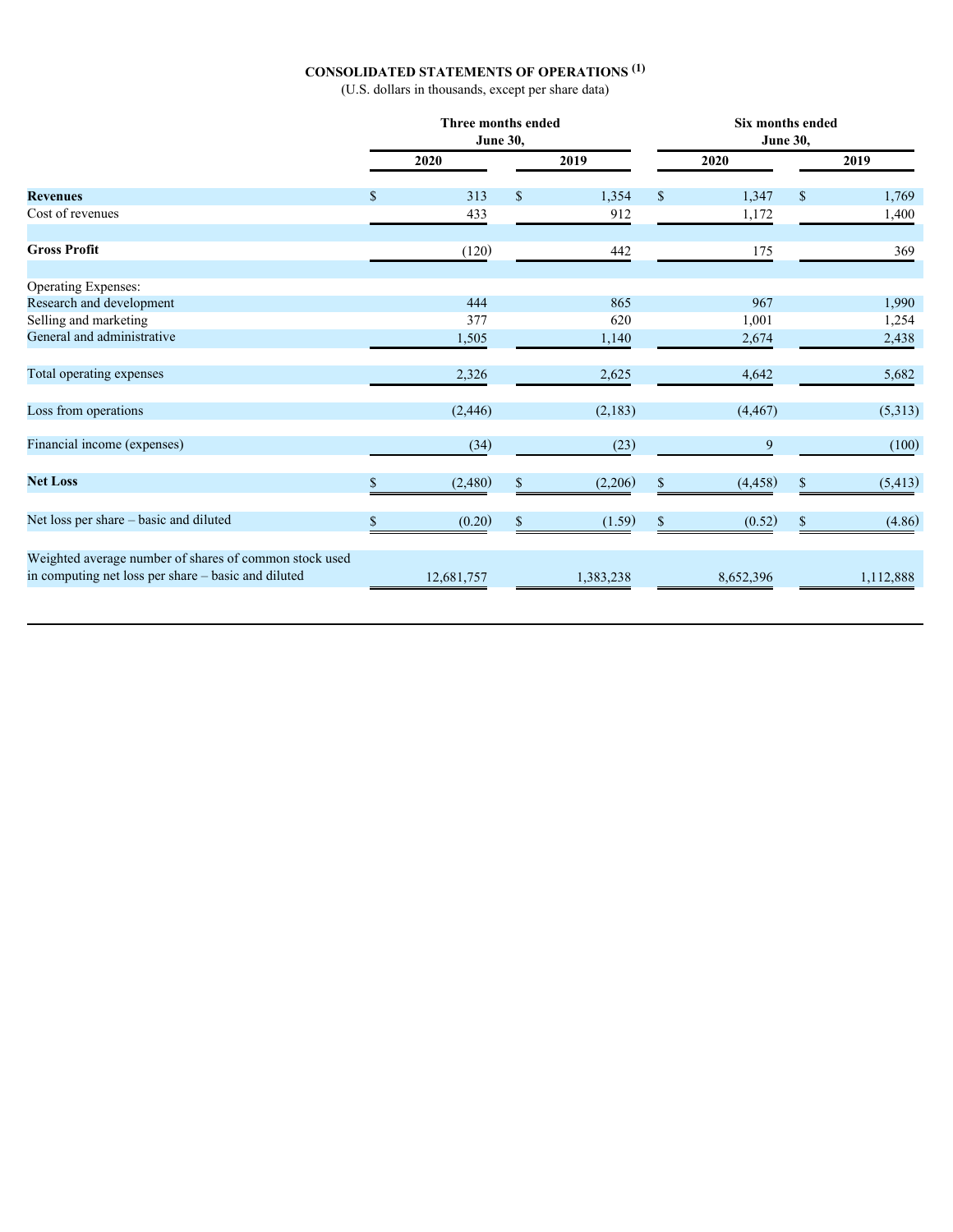## CONSOLIDATED STATEMENTS OF OPERATIONS [(1)]

(U.S. dollars in thousands, except per share data)

| | Three months ended June 30, | | Six months ended June 30, | |
|---|---|---|---|---|
| | 2020 | 2019 | 2020 | 2019 |
| **Revenues** | $ 313 | $ 1,354 | $ 1,347 | $ 1,769 |
| Cost of revenues | 433 | 912 | 1,172 | 1,400 |
| **Gross Profit** | (120) | 442 | 175 | 369 |
| Operating Expenses: | | | | |
| Research and development | 444 | 865 | 967 | 1,990 |
| Selling and marketing | 377 | 620 | 1,001 | 1,254 |
| General and administrative | 1,505 | 1,140 | 2,674 | 2,438 |
| Total operating expenses | 2,326 | 2,625 | 4,642 | 5,682 |
| Loss from operations | (2,446) | (2,183) | (4,467) | (5,313) |
| Financial income (expenses) | (34) | (23) | 9 | (100) |
| **Net Loss** | $ (2,480) | $ (2,206) | $ (4,458) | $ (5,413) |
| Net loss per share – basic and diluted | $ (0.20) | $ (1.59) | $ (0.52) | $ (4.86) |
| Weighted average number of shares of common stock used in computing net loss per share – basic and diluted | 12,681,757 | 1,383,238 | 8,652,396 | 1,112,888 |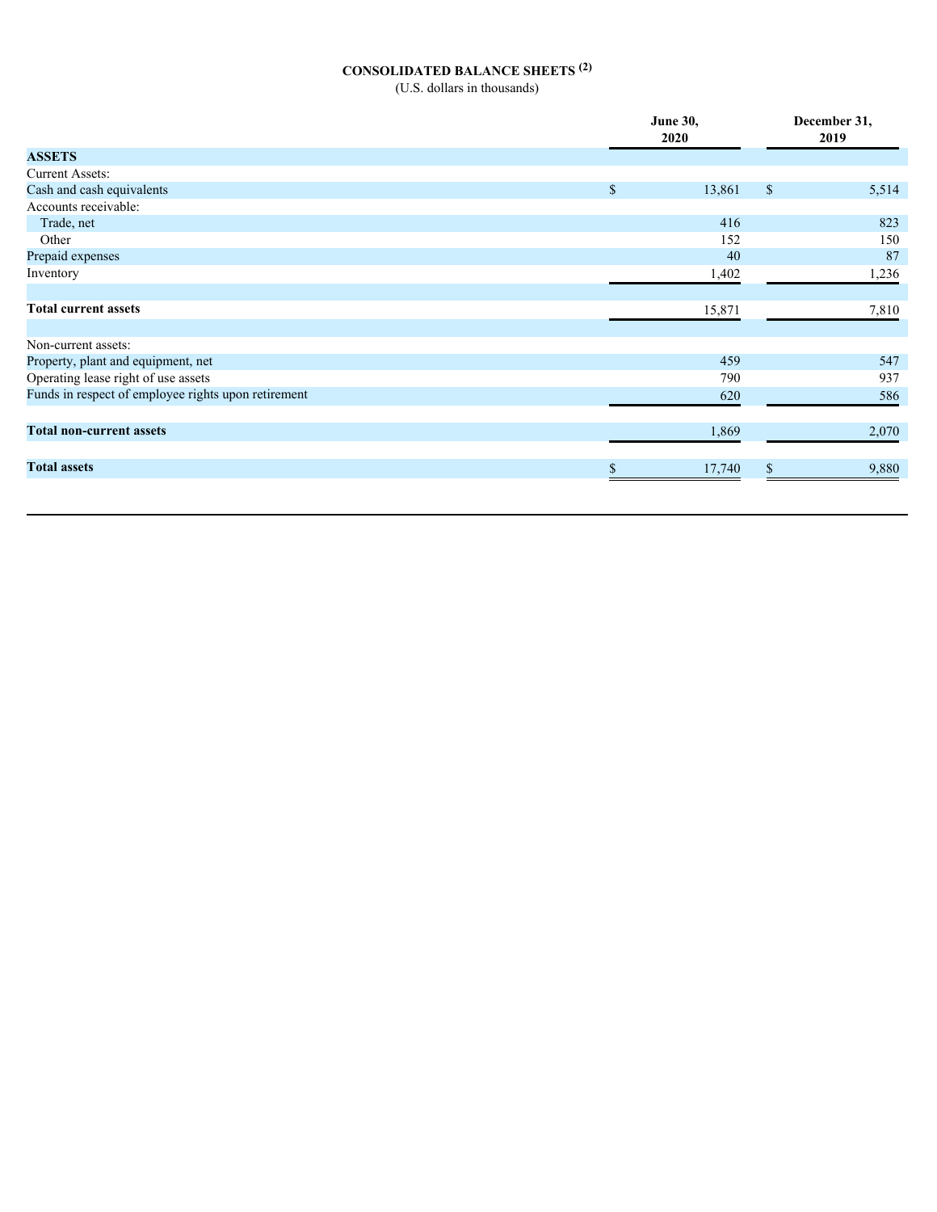**CONSOLIDATED BALANCE SHEETS [(2)]**

(U.S. dollars in thousands)

| | June 30, 2020 | December 31, 2019 |
|---|---|---|
| **ASSETS** | | |
| Current Assets: | | |
| Cash and cash equivalents | $ 13,861 | $ 5,514 |
| Accounts receivable: | | |
| Trade, net | 416 | 823 |
| Other | 152 | 150 |
| Prepaid expenses | 40 | 87 |
| Inventory | 1,402 | 1,236 |
| **Total current assets** | 15,871 | 7,810 |
| Non-current assets: | | |
| Property, plant and equipment, net | 459 | 547 |
| Operating lease right of use assets | 790 | 937 |
| Funds in respect of employee rights upon retirement | 620 | 586 |
| **Total non-current assets** | 1,869 | 2,070 |
| **Total assets** | $ 17,740 | $ 9,880 |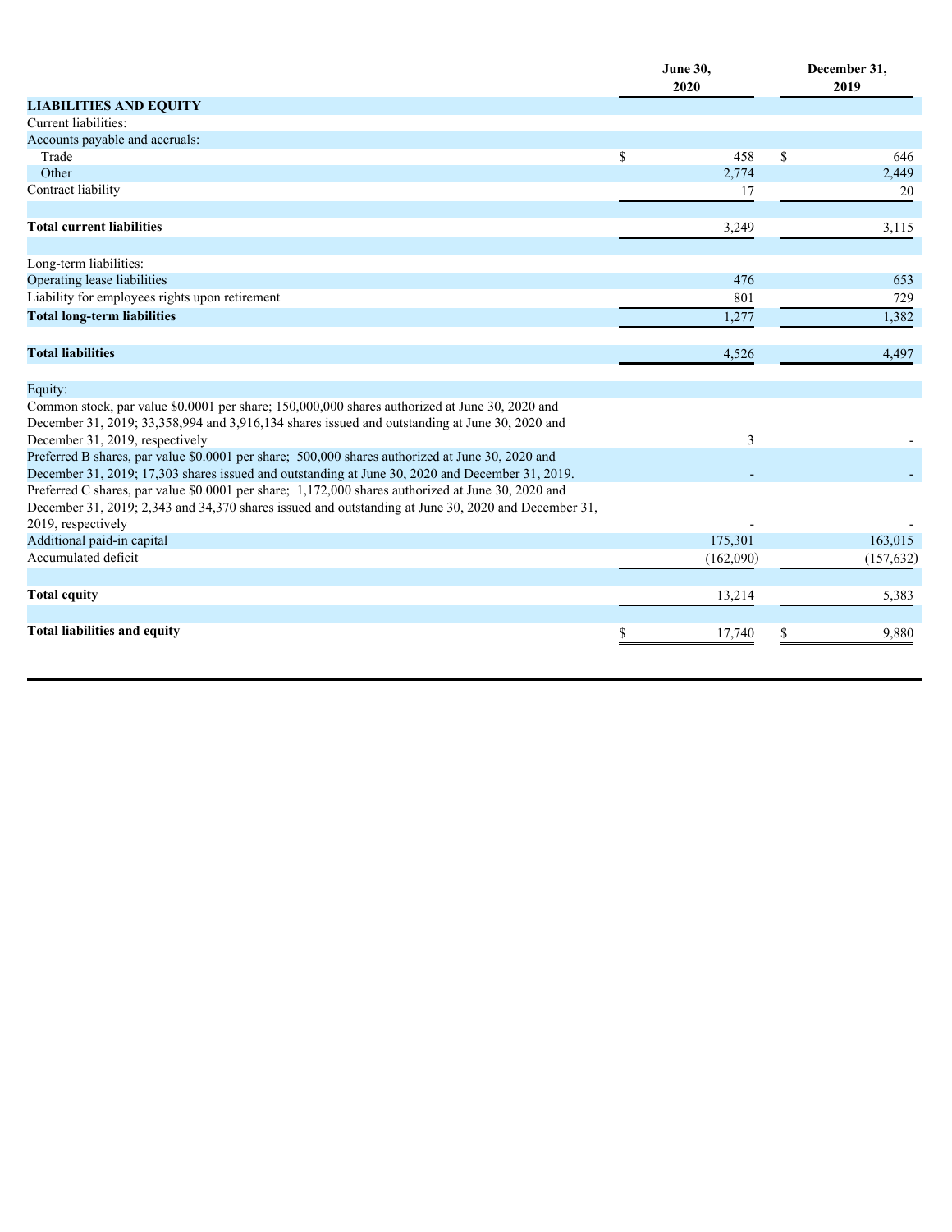| | June 30, 2020 | December 31, 2019 |
|---|---|---|
| **LIABILITIES AND EQUITY** | | |
| Current liabilities: | | |
| Accounts payable and accruals: | | |
| Trade | $ 458 | $ 646 |
| Other | 2,774 | 2,449 |
| Contract liability | 17 | 20 |
| **Total current liabilities** | 3,249 | 3,115 |
| Long-term liabilities: | | |
| Operating lease liabilities | 476 | 653 |
| Liability for employees rights upon retirement | 801 | 729 |
| **Total long-term liabilities** | 1,277 | 1,382 |
| **Total liabilities** | 4,526 | 4,497 |
| Equity: | | |
| Common stock, par value $0.0001 per share; 150,000,000 shares authorized at June 30, 2020 and December 31, 2019; 33,358,994 and 3,916,134 shares issued and outstanding at June 30, 2020 and December 31, 2019, respectively | 3 | - |
| Preferred B shares, par value $0.0001 per share; 500,000 shares authorized at June 30, 2020 and December 31, 2019; 17,303 shares issued and outstanding at June 30, 2020 and December 31, 2019. | - | - |
| Preferred C shares, par value $0.0001 per share; 1,172,000 shares authorized at June 30, 2020 and December 31, 2019; 2,343 and 34,370 shares issued and outstanding at June 30, 2020 and December 31, 2019, respectively | - | - |
| Additional paid-in capital | 175,301 | 163,015 |
| Accumulated deficit | (162,090) | (157,632) |
| **Total equity** | 13,214 | 5,383 |
| **Total liabilities and equity** | $ 17,740 | $ 9,880 |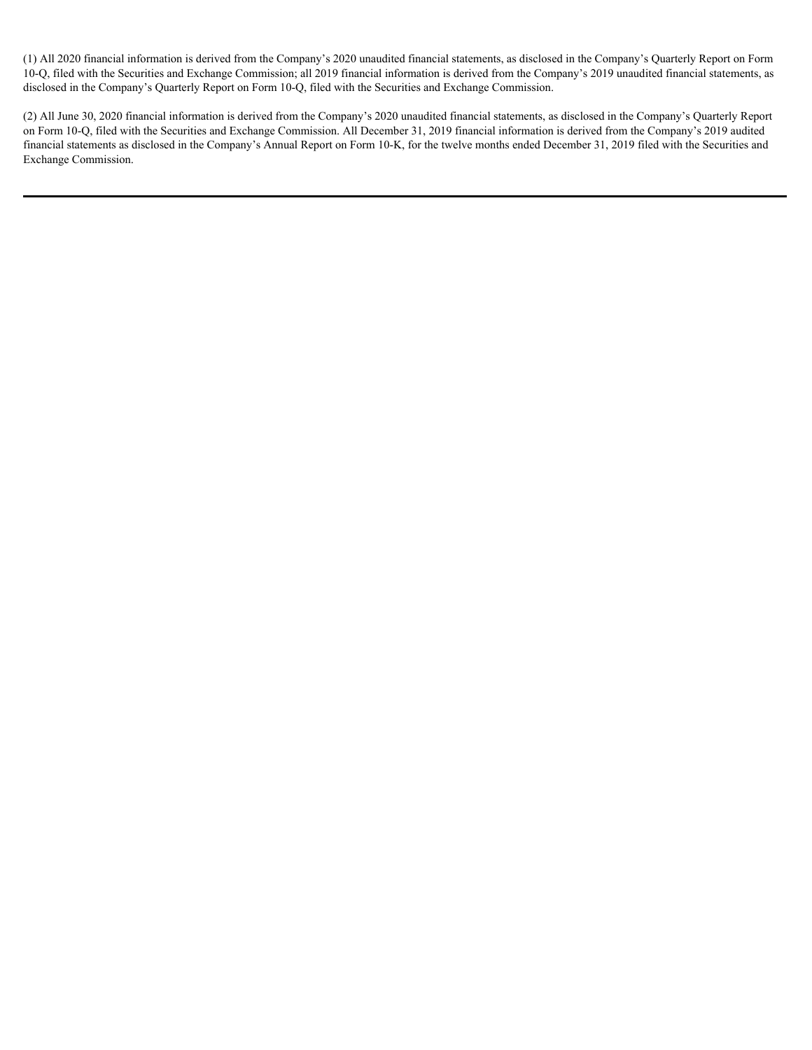(1) All 2020 financial information is derived from the Company's 2020 unaudited financial statements, as disclosed in the Company's Quarterly Report on Form 10-Q, filed with the Securities and Exchange Commission; all 2019 financial information is derived from the Company's 2019 unaudited financial statements, as disclosed in the Company's Quarterly Report on Form 10-Q, filed with the Securities and Exchange Commission.

(2) All June 30, 2020 financial information is derived from the Company's 2020 unaudited financial statements, as disclosed in the Company's Quarterly Report on Form 10-Q, filed with the Securities and Exchange Commission. All December 31, 2019 financial information is derived from the Company's 2019 audited financial statements as disclosed in the Company's Annual Report on Form 10-K, for the twelve months ended December 31, 2019 filed with the Securities and Exchange Commission.